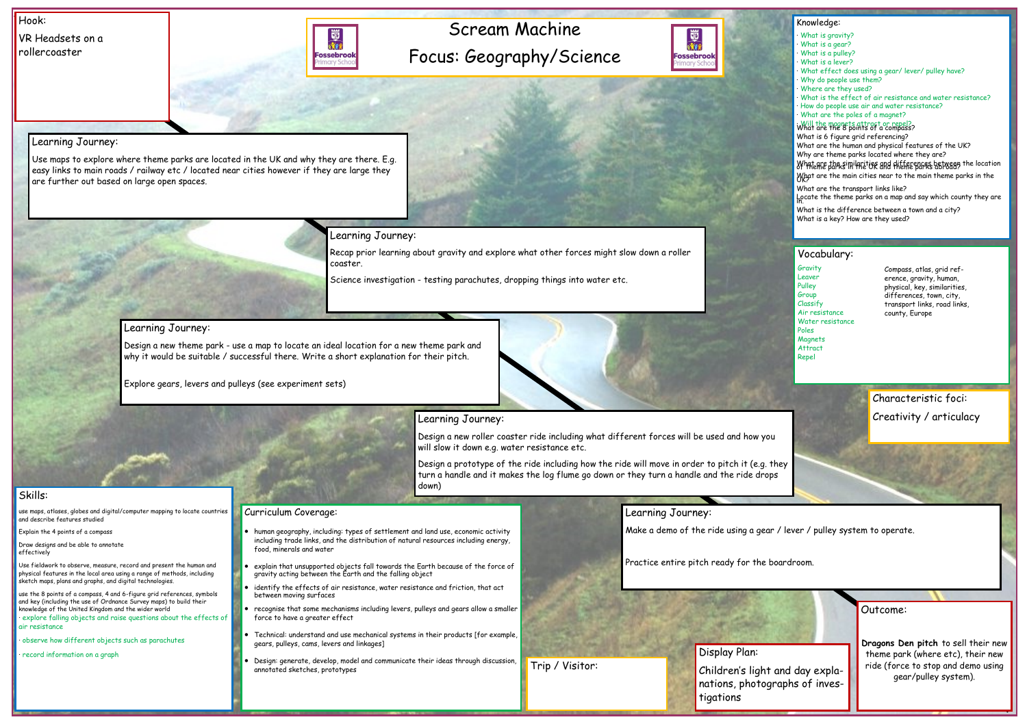# Scream Machine

## Focus: Geography/Science

## Hook:

VR Headsets on a rollercoaster

## Learning Journey:

Use maps to explore where theme parks are located in the UK and why they are there. E.g. easy links to main roads / railway etc / located near cities however if they are large they are further out based on large open spaces.

## Learning Journey:

Recap prior learning about gravity and explore what other forces might slow down a roller coaster.

Science investigation - testing parachutes, dropping things into water etc.

## Learning Journey:

Design a new theme park - use a map to locate an ideal location for a new theme park and why it would be suitable / successful there. Write a short explanation for their pitch.

Explore gears, levers and pulleys (see experiment sets)

## Learning Journey:

Design a new roller coaster ride including what different forces will be used and how you will slow it down e.g. water resistance etc.

Design a prototype of the ride including how the ride will move in order to pitch it (e.g. they turn a handle and it makes the log flume go down or they turn a handle and the ride drops down)

## Learning Journey:

Make a demo of the ride using a gear / lever / pulley system to operate.

Practice entire pitch ready for the boardroom.

## Knowledge:

- What is gravity?
- What is a gear?
- What is a pulley?
- What is a lever?
- What effect does using a gear/ lever/ pulley have?
- Why do people use them?
- Where are they used?
- What is the effect of air resistance and water resistance?
- How do people use air and water resistance?
- What are the poles of a magnet?
- Will the magnets attract or repel?

What are the 8 points of a compass?
What is 6 figure grid referencing?
What are the human and physical features of the UK?
Why are theme parks located where they are?
What are the similarities and differences between the location of theme parks in the UK and theme parks abroad?
What are the main cities near to the main theme parks in the UK?
What are the transport links like?
Locate the theme parks on a map and say which county they are in.
What is the difference between a town and a city?
What is a key? How are they used?

## Vocabulary:

Gravity
Leaver
Pulley
Group
Classify
Air resistance
Water resistance
Poles
Magnets
Attract
Repel

Compass, atlas, grid reference, gravity, human, physical, key, similarities, differences, town, city, transport links, road links, county, Europe

## Characteristic foci:

Creativity / articulacy

## Skills:

use maps, atlases, globes and digital/computer mapping to locate countries and describe features studied

Explain the 4 points of a compass

Draw designs and be able to annotate effectively

Use fieldwork to observe, measure, record and present the human and physical features in the local area using a range of methods, including sketch maps, plans and graphs, and digital technologies.

use the 8 points of a compass, 4 and 6-figure grid references, symbols and key (including the use of Ordnance Survey maps) to build their knowledge of the United Kingdom and the wider world

- explore falling objects and raise questions about the effects of air resistance
- observe how different objects such as parachutes
- record information on a graph

## Curriculum Coverage:

- human geography, including: types of settlement and land use, economic activity including trade links, and the distribution of natural resources including energy, food, minerals and water
- explain that unsupported objects fall towards the Earth because of the force of gravity acting between the Earth and the falling object
- identify the effects of air resistance, water resistance and friction, that act between moving surfaces
- recognise that some mechanisms including levers, pulleys and gears allow a smaller force to have a greater effect
- Technical: understand and use mechanical systems in their products [for example, gears, pulleys, cams, levers and linkages]
- Design: generate, develop, model and communicate their ideas through discussion, annotated sketches, prototypes

## Trip / Visitor:

## Display Plan:

Children's light and day explanations, photographs of investigations

## Outcome:

**Dragons Den pitch** to sell their new theme park (where etc), their new ride (force to stop and demo using gear/pulley system).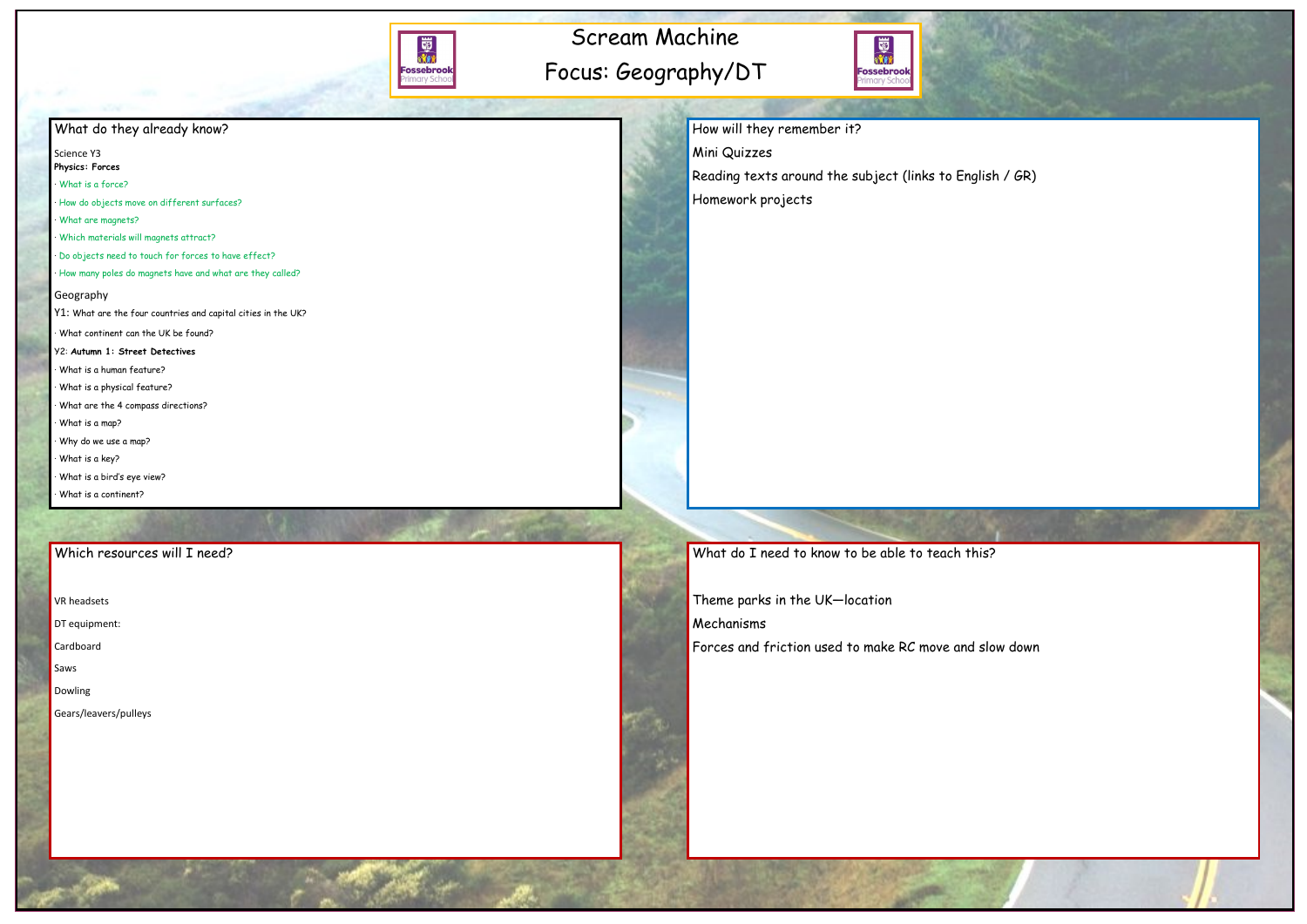# Scream Machine

## Focus: Geography/DT

### What do they already know?

Science Y3
**Physics: Forces**

- What is a force?
- How do objects move on different surfaces?
- What are magnets?
- Which materials will magnets attract?
- Do objects need to touch for forces to have effect?
- How many poles do magnets have and what are they called?

Geography

Y1: What are the four countries and capital cities in the UK?

- What continent can the UK be found?

Y2: **Autumn 1: Street Detectives**

- What is a human feature?
- What is a physical feature?
- What are the 4 compass directions?
- What is a map?
- Why do we use a map?
- What is a key?
- What is a bird's eye view?
- What is a continent?

### How will they remember it?

Mini Quizzes

Reading texts around the subject (links to English / GR)

Homework projects

### Which resources will I need?

VR headsets

DT equipment:

Cardboard

Saws

Dowling

Gears/leavers/pulleys

### What do I need to know to be able to teach this?

Theme parks in the UK—location

Mechanisms

Forces and friction used to make RC move and slow down